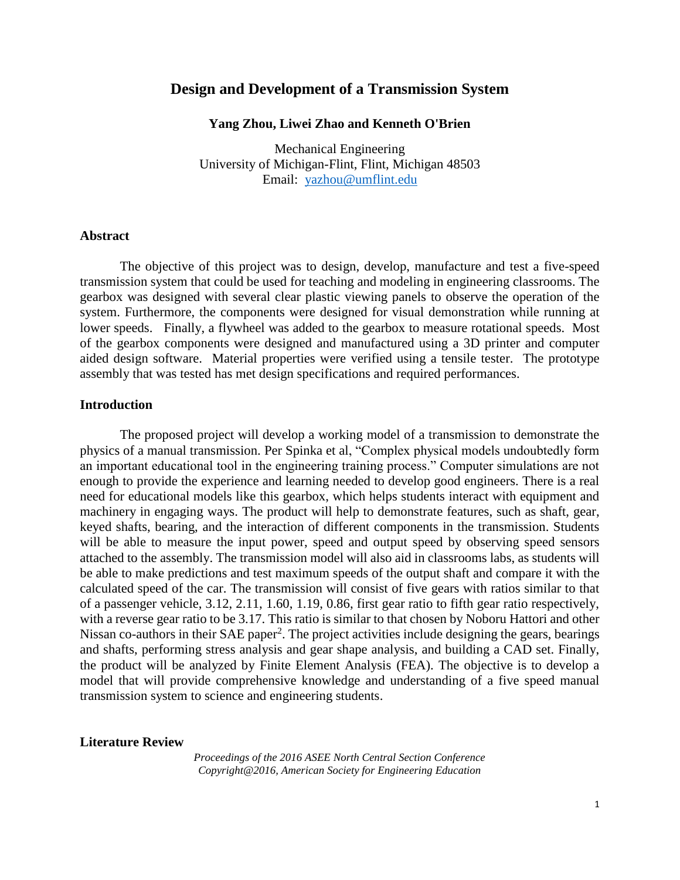# Design and Development of a Transmission System

**Yang Zhou, Liwei Zhao and Kenneth O'Brien**

Mechanical Engineering
University of Michigan-Flint, Flint, Michigan 48503
Email: yazhou@umflint.edu

## Abstract

The objective of this project was to design, develop, manufacture and test a five-speed transmission system that could be used for teaching and modeling in engineering classrooms. The gearbox was designed with several clear plastic viewing panels to observe the operation of the system. Furthermore, the components were designed for visual demonstration while running at lower speeds. Finally, a flywheel was added to the gearbox to measure rotational speeds. Most of the gearbox components were designed and manufactured using a 3D printer and computer aided design software. Material properties were verified using a tensile tester. The prototype assembly that was tested has met design specifications and required performances.

## Introduction

The proposed project will develop a working model of a transmission to demonstrate the physics of a manual transmission. Per Spinka et al, "Complex physical models undoubtedly form an important educational tool in the engineering training process." Computer simulations are not enough to provide the experience and learning needed to develop good engineers. There is a real need for educational models like this gearbox, which helps students interact with equipment and machinery in engaging ways. The product will help to demonstrate features, such as shaft, gear, keyed shafts, bearing, and the interaction of different components in the transmission. Students will be able to measure the input power, speed and output speed by observing speed sensors attached to the assembly. The transmission model will also aid in classrooms labs, as students will be able to make predictions and test maximum speeds of the output shaft and compare it with the calculated speed of the car. The transmission will consist of five gears with ratios similar to that of a passenger vehicle, 3.12, 2.11, 1.60, 1.19, 0.86, first gear ratio to fifth gear ratio respectively, with a reverse gear ratio to be 3.17. This ratio is similar to that chosen by Noboru Hattori and other Nissan co-authors in their SAE paper[2]. The project activities include designing the gears, bearings and shafts, performing stress analysis and gear shape analysis, and building a CAD set. Finally, the product will be analyzed by Finite Element Analysis (FEA). The objective is to develop a model that will provide comprehensive knowledge and understanding of a five speed manual transmission system to science and engineering students.

## Literature Review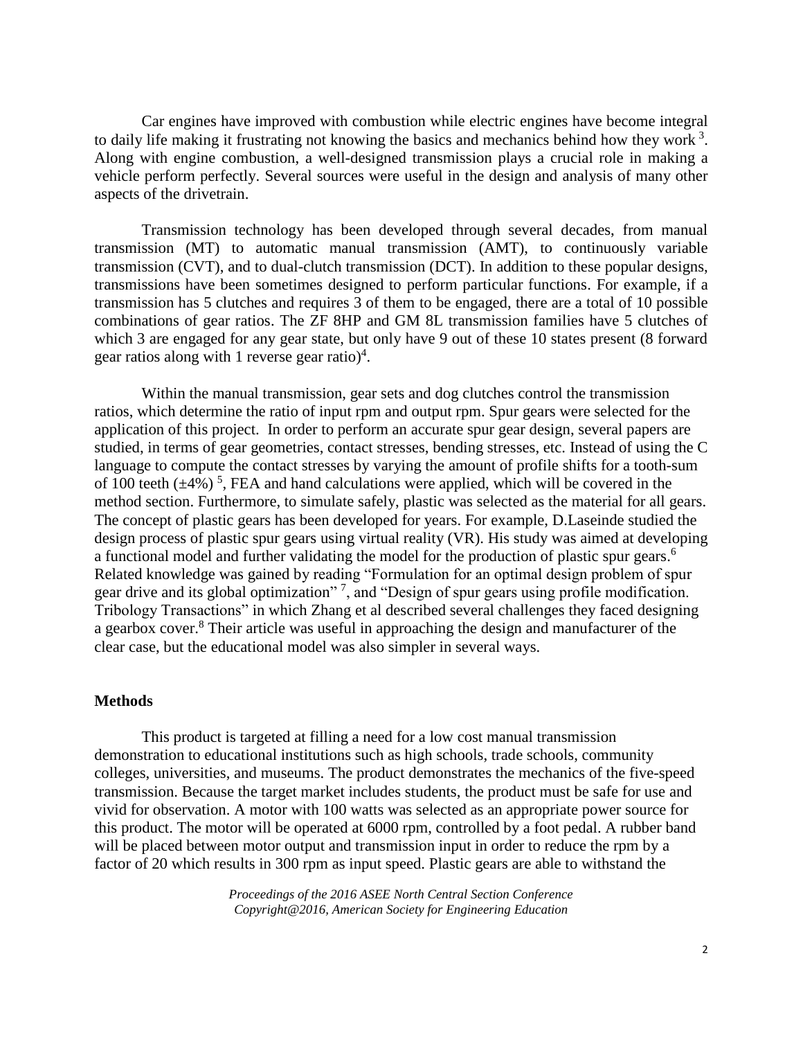Car engines have improved with combustion while electric engines have become integral to daily life making it frustrating not knowing the basics and mechanics behind how they work [3]. Along with engine combustion, a well-designed transmission plays a crucial role in making a vehicle perform perfectly. Several sources were useful in the design and analysis of many other aspects of the drivetrain.

Transmission technology has been developed through several decades, from manual transmission (MT) to automatic manual transmission (AMT), to continuously variable transmission (CVT), and to dual-clutch transmission (DCT). In addition to these popular designs, transmissions have been sometimes designed to perform particular functions. For example, if a transmission has 5 clutches and requires 3 of them to be engaged, there are a total of 10 possible combinations of gear ratios. The ZF 8HP and GM 8L transmission families have 5 clutches of which 3 are engaged for any gear state, but only have 9 out of these 10 states present (8 forward gear ratios along with 1 reverse gear ratio)[4].

Within the manual transmission, gear sets and dog clutches control the transmission ratios, which determine the ratio of input rpm and output rpm. Spur gears were selected for the application of this project. In order to perform an accurate spur gear design, several papers are studied, in terms of gear geometries, contact stresses, bending stresses, etc. Instead of using the C language to compute the contact stresses by varying the amount of profile shifts for a tooth-sum of 100 teeth ($\pm 4\%$) [5], FEA and hand calculations were applied, which will be covered in the method section. Furthermore, to simulate safely, plastic was selected as the material for all gears. The concept of plastic gears has been developed for years. For example, D.Laseinde studied the design process of plastic spur gears using virtual reality (VR). His study was aimed at developing a functional model and further validating the model for the production of plastic spur gears.[6] Related knowledge was gained by reading "Formulation for an optimal design problem of spur gear drive and its global optimization" [7], and "Design of spur gears using profile modification. Tribology Transactions" in which Zhang et al described several challenges they faced designing a gearbox cover.[8] Their article was useful in approaching the design and manufacturer of the clear case, but the educational model was also simpler in several ways.

## Methods

This product is targeted at filling a need for a low cost manual transmission demonstration to educational institutions such as high schools, trade schools, community colleges, universities, and museums. The product demonstrates the mechanics of the five-speed transmission. Because the target market includes students, the product must be safe for use and vivid for observation. A motor with 100 watts was selected as an appropriate power source for this product. The motor will be operated at 6000 rpm, controlled by a foot pedal. A rubber band will be placed between motor output and transmission input in order to reduce the rpm by a factor of 20 which results in 300 rpm as input speed. Plastic gears are able to withstand the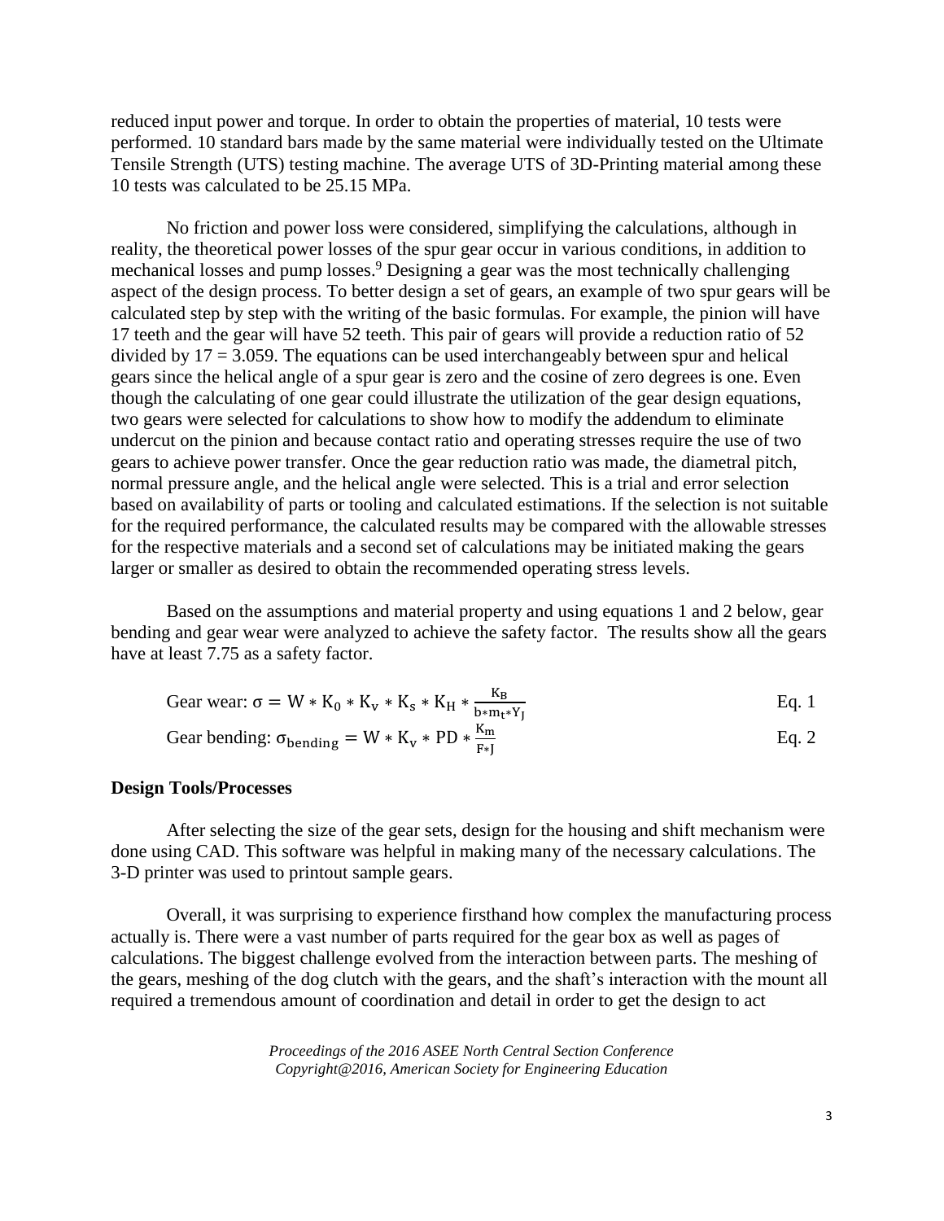reduced input power and torque. In order to obtain the properties of material, 10 tests were performed. 10 standard bars made by the same material were individually tested on the Ultimate Tensile Strength (UTS) testing machine. The average UTS of 3D-Printing material among these 10 tests was calculated to be 25.15 MPa.

No friction and power loss were considered, simplifying the calculations, although in reality, the theoretical power losses of the spur gear occur in various conditions, in addition to mechanical losses and pump losses.[9] Designing a gear was the most technically challenging aspect of the design process. To better design a set of gears, an example of two spur gears will be calculated step by step with the writing of the basic formulas. For example, the pinion will have 17 teeth and the gear will have 52 teeth. This pair of gears will provide a reduction ratio of 52 divided by 17 = 3.059. The equations can be used interchangeably between spur and helical gears since the helical angle of a spur gear is zero and the cosine of zero degrees is one. Even though the calculating of one gear could illustrate the utilization of the gear design equations, two gears were selected for calculations to show how to modify the addendum to eliminate undercut on the pinion and because contact ratio and operating stresses require the use of two gears to achieve power transfer. Once the gear reduction ratio was made, the diametral pitch, normal pressure angle, and the helical angle were selected. This is a trial and error selection based on availability of parts or tooling and calculated estimations. If the selection is not suitable for the required performance, the calculated results may be compared with the allowable stresses for the respective materials and a second set of calculations may be initiated making the gears larger or smaller as desired to obtain the recommended operating stress levels.

Based on the assumptions and material property and using equations 1 and 2 below, gear bending and gear wear were analyzed to achieve the safety factor. The results show all the gears have at least 7.75 as a safety factor.

Gear wear: $\sigma = W * K_0 * K_v * K_s * K_H * \frac{K_B}{b * m_t * Y_J}$ Eq. 1

Gear bending: $\sigma_{\text{bending}} = W * K_v * PD * \frac{K_m}{F * J}$ Eq. 2

**Design Tools/Processes**

After selecting the size of the gear sets, design for the housing and shift mechanism were done using CAD. This software was helpful in making many of the necessary calculations. The 3-D printer was used to printout sample gears.

Overall, it was surprising to experience firsthand how complex the manufacturing process actually is. There were a vast number of parts required for the gear box as well as pages of calculations. The biggest challenge evolved from the interaction between parts. The meshing of the gears, meshing of the dog clutch with the gears, and the shaft's interaction with the mount all required a tremendous amount of coordination and detail in order to get the design to act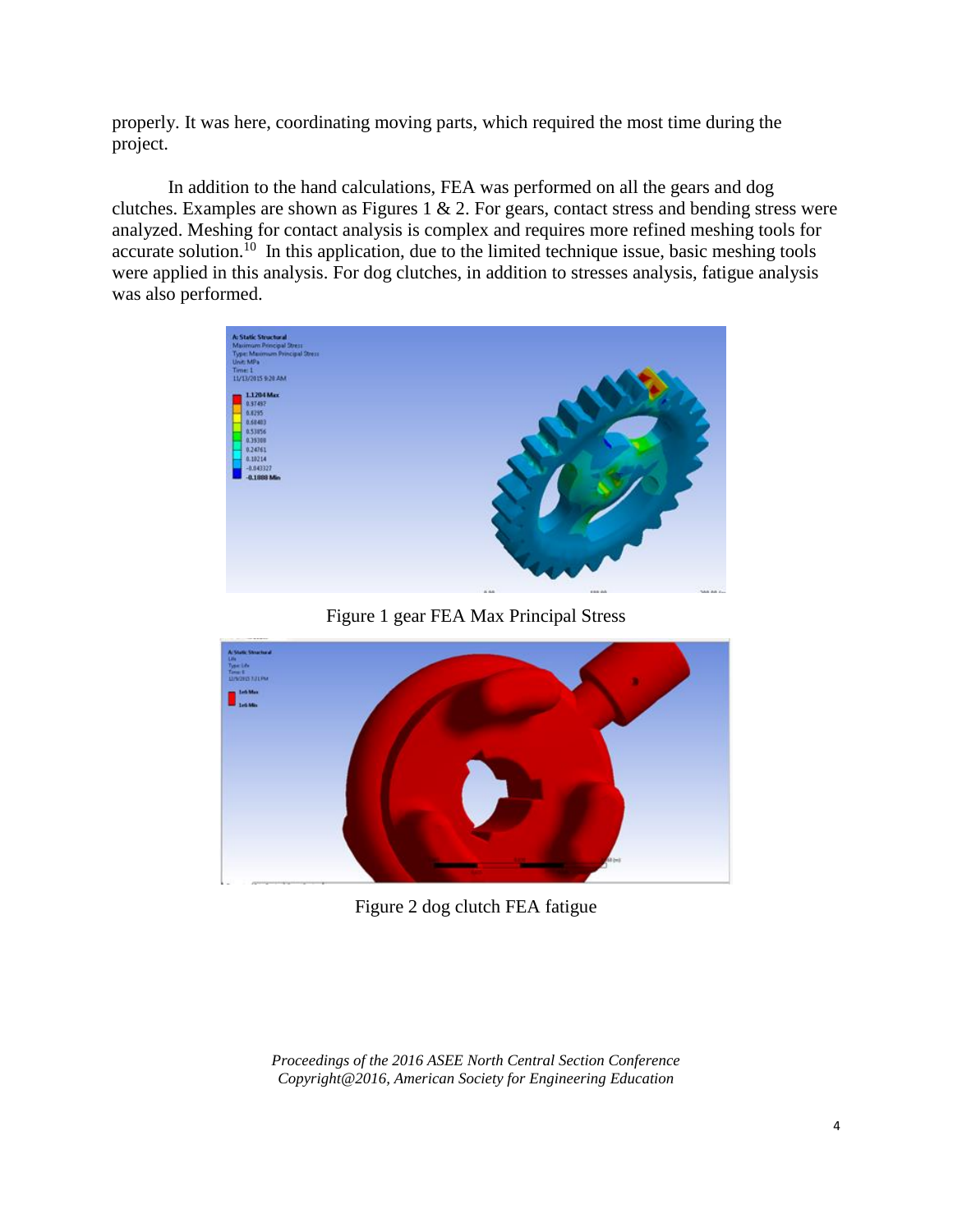properly. It was here, coordinating moving parts, which required the most time during the project.

In addition to the hand calculations, FEA was performed on all the gears and dog clutches. Examples are shown as Figures 1 & 2. For gears, contact stress and bending stress were analyzed. Meshing for contact analysis is complex and requires more refined meshing tools for accurate solution.[10] In this application, due to the limited technique issue, basic meshing tools were applied in this analysis. For dog clutches, in addition to stresses analysis, fatigue analysis was also performed.

Figure 1 gear FEA Max Principal Stress

Figure 2 dog clutch FEA fatigue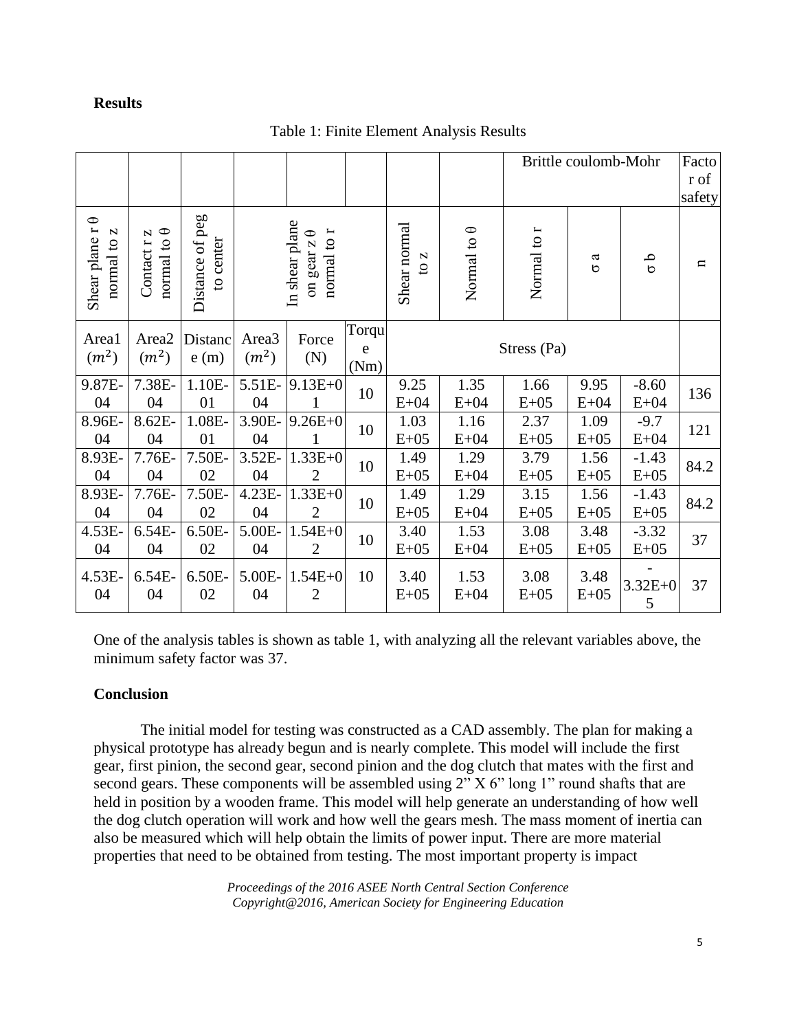## Results

Table 1: Finite Element Analysis Results

| | | | | | | | | Brittle coulomb-Mohr | | | Factor of safety |
|---|---|---|---|---|---|---|---|---|---|---|---|
| Shear plane r θ normal to z | Contact r z normal to θ | Distance of peg to center | In shear plane on gear z θ normal to r | | | Shear normal to z | Normal to θ | Normal to r | σ a | σ b | n |
| Area1 ($m^2$) | Area2 ($m^2$) | Distance (m) | Area3 ($m^2$) | Force (N) | Torque (Nm) | Stress (Pa) | | | | | |
| 9.87E-04 | 7.38E-04 | 1.10E-01 | 5.51E-04 | 9.13E+01 | 10 | 9.25 E+04 | 1.35 E+04 | 1.66 E+05 | 9.95 E+04 | -8.60 E+04 | 136 |
| 8.96E-04 | 8.62E-04 | 1.08E-01 | 3.90E-04 | 9.26E+01 | 10 | 1.03 E+05 | 1.16 E+04 | 2.37 E+05 | 1.09 E+05 | -9.7 E+04 | 121 |
| 8.93E-04 | 7.76E-04 | 7.50E-02 | 3.52E-04 | 1.33E+02 | 10 | 1.49 E+05 | 1.29 E+04 | 3.79 E+05 | 1.56 E+05 | -1.43 E+05 | 84.2 |
| 8.93E-04 | 7.76E-04 | 7.50E-02 | 4.23E-04 | 1.33E+02 | 10 | 1.49 E+05 | 1.29 E+04 | 3.15 E+05 | 1.56 E+05 | -1.43 E+05 | 84.2 |
| 4.53E-04 | 6.54E-04 | 6.50E-02 | 5.00E-04 | 1.54E+02 | 10 | 3.40 E+05 | 1.53 E+04 | 3.08 E+05 | 3.48 E+05 | -3.32 E+05 | 37 |
| 4.53E-04 | 6.54E-04 | 6.50E-02 | 5.00E-04 | 1.54E+02 | 10 | 3.40 E+05 | 1.53 E+04 | 3.08 E+05 | 3.48 E+05 | -3.32E+05 | 37 |

One of the analysis tables is shown as table 1, with analyzing all the relevant variables above, the minimum safety factor was 37.

## Conclusion

The initial model for testing was constructed as a CAD assembly. The plan for making a physical prototype has already begun and is nearly complete. This model will include the first gear, first pinion, the second gear, second pinion and the dog clutch that mates with the first and second gears. These components will be assembled using 2" X 6" long 1" round shafts that are held in position by a wooden frame. This model will help generate an understanding of how well the dog clutch operation will work and how well the gears mesh. The mass moment of inertia can also be measured which will help obtain the limits of power input. There are more material properties that need to be obtained from testing. The most important property is impact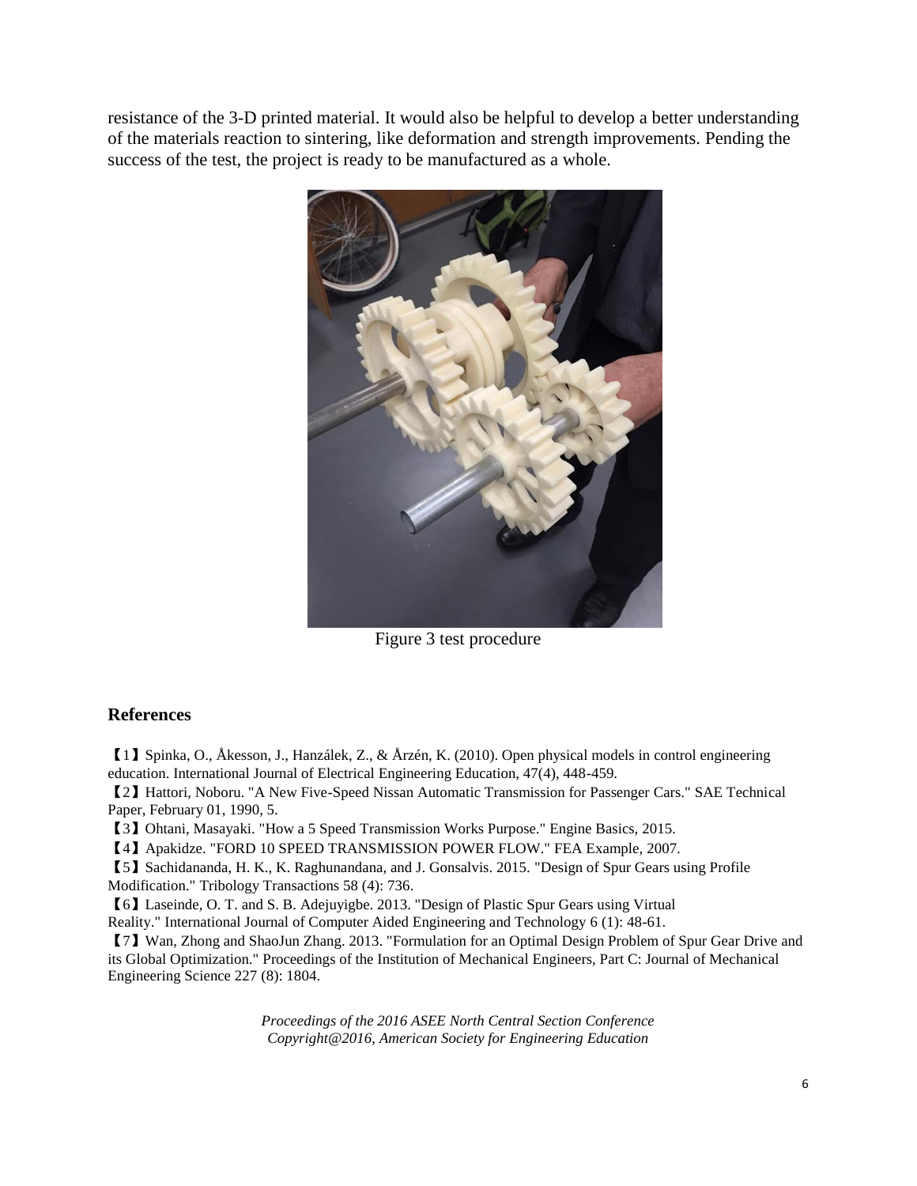resistance of the 3-D printed material. It would also be helpful to develop a better understanding of the materials reaction to sintering, like deformation and strength improvements. Pending the success of the test, the project is ready to be manufactured as a whole.

Figure 3 test procedure

## References

【1】Spinka, O., Åkesson, J., Hanzálek, Z., & Årzén, K. (2010). Open physical models in control engineering education. International Journal of Electrical Engineering Education, 47(4), 448-459.

【2】Hattori, Noboru. "A New Five-Speed Nissan Automatic Transmission for Passenger Cars." SAE Technical Paper, February 01, 1990, 5.

【3】Ohtani, Masayaki. "How a 5 Speed Transmission Works Purpose." Engine Basics, 2015.

【4】Apakidze. "FORD 10 SPEED TRANSMISSION POWER FLOW." FEA Example, 2007.

【5】Sachidananda, H. K., K. Raghunandana, and J. Gonsalvis. 2015. "Design of Spur Gears using Profile Modification." Tribology Transactions 58 (4): 736.

【6】Laseinde, O. T. and S. B. Adejuyigbe. 2013. "Design of Plastic Spur Gears using Virtual Reality." International Journal of Computer Aided Engineering and Technology 6 (1): 48-61.

【7】Wan, Zhong and ShaoJun Zhang. 2013. "Formulation for an Optimal Design Problem of Spur Gear Drive and its Global Optimization." Proceedings of the Institution of Mechanical Engineers, Part C: Journal of Mechanical Engineering Science 227 (8): 1804.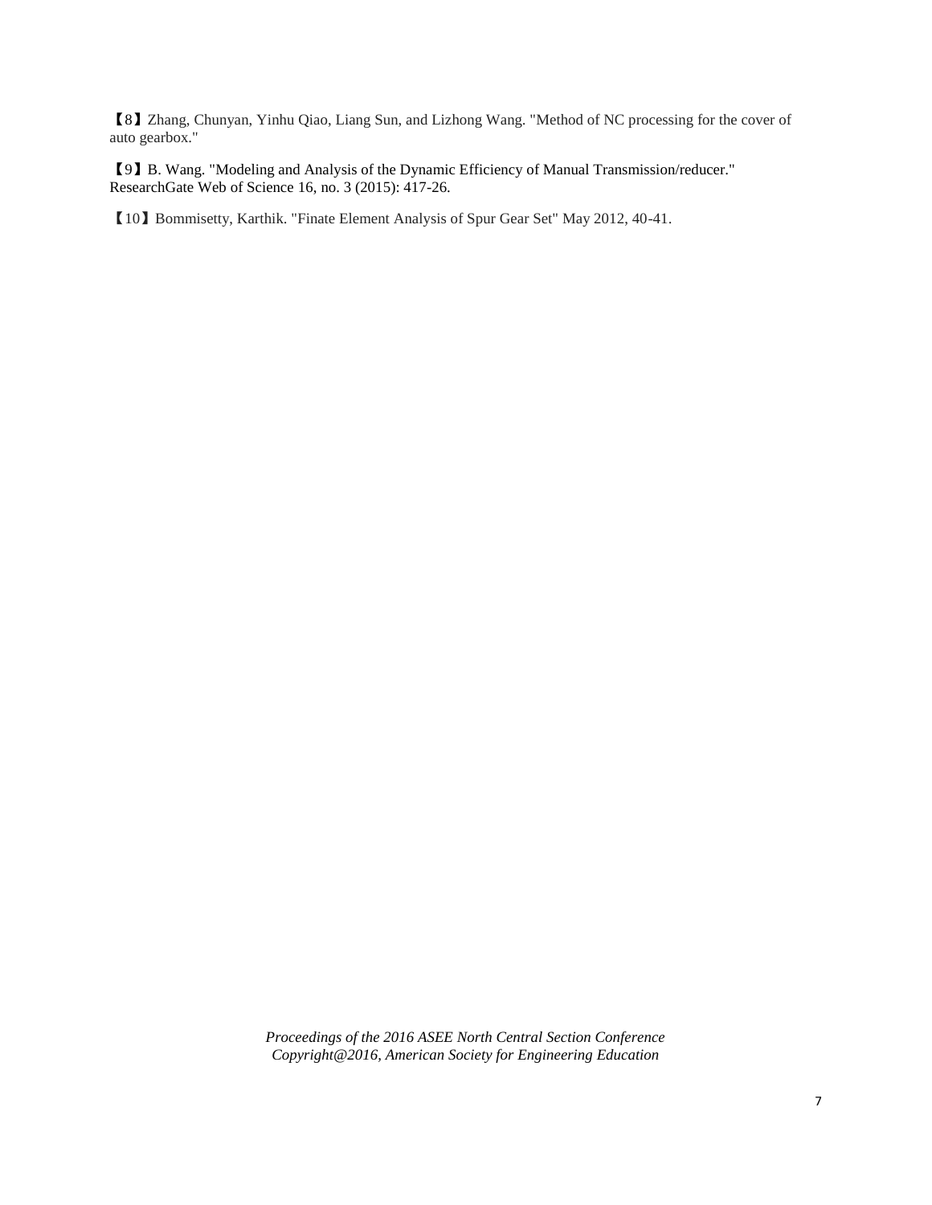【8】Zhang, Chunyan, Yinhu Qiao, Liang Sun, and Lizhong Wang. "Method of NC processing for the cover of auto gearbox."

【9】B. Wang. "Modeling and Analysis of the Dynamic Efficiency of Manual Transmission/reducer." ResearchGate Web of Science 16, no. 3 (2015): 417-26.

【10】Bommisetty, Karthik. "Finate Element Analysis of Spur Gear Set" May 2012, 40-41.